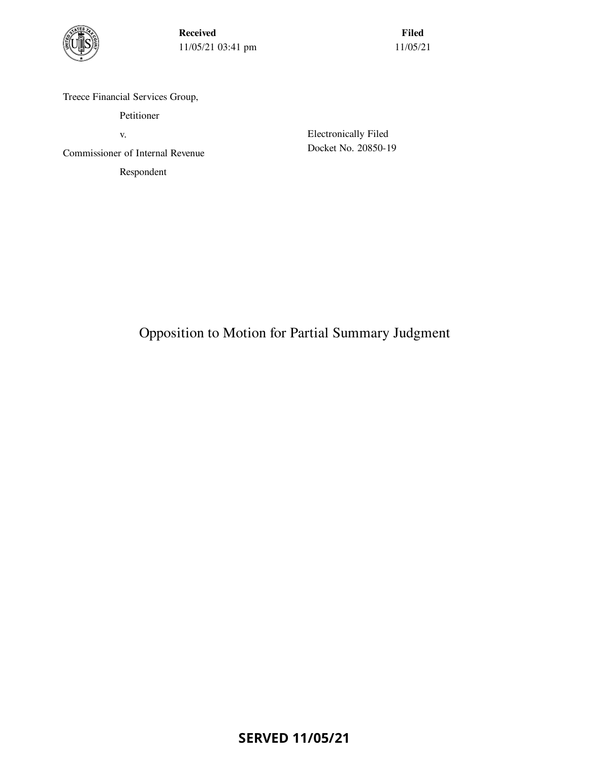**Received**
11/05/21 03:41 pm

**Filed**
11/05/21

Treece Financial Services Group,

Petitioner

v.

Commissioner of Internal Revenue

Respondent

Electronically Filed
Docket No. 20850-19

# Opposition to Motion for Partial Summary Judgment

**SERVED 11/05/21**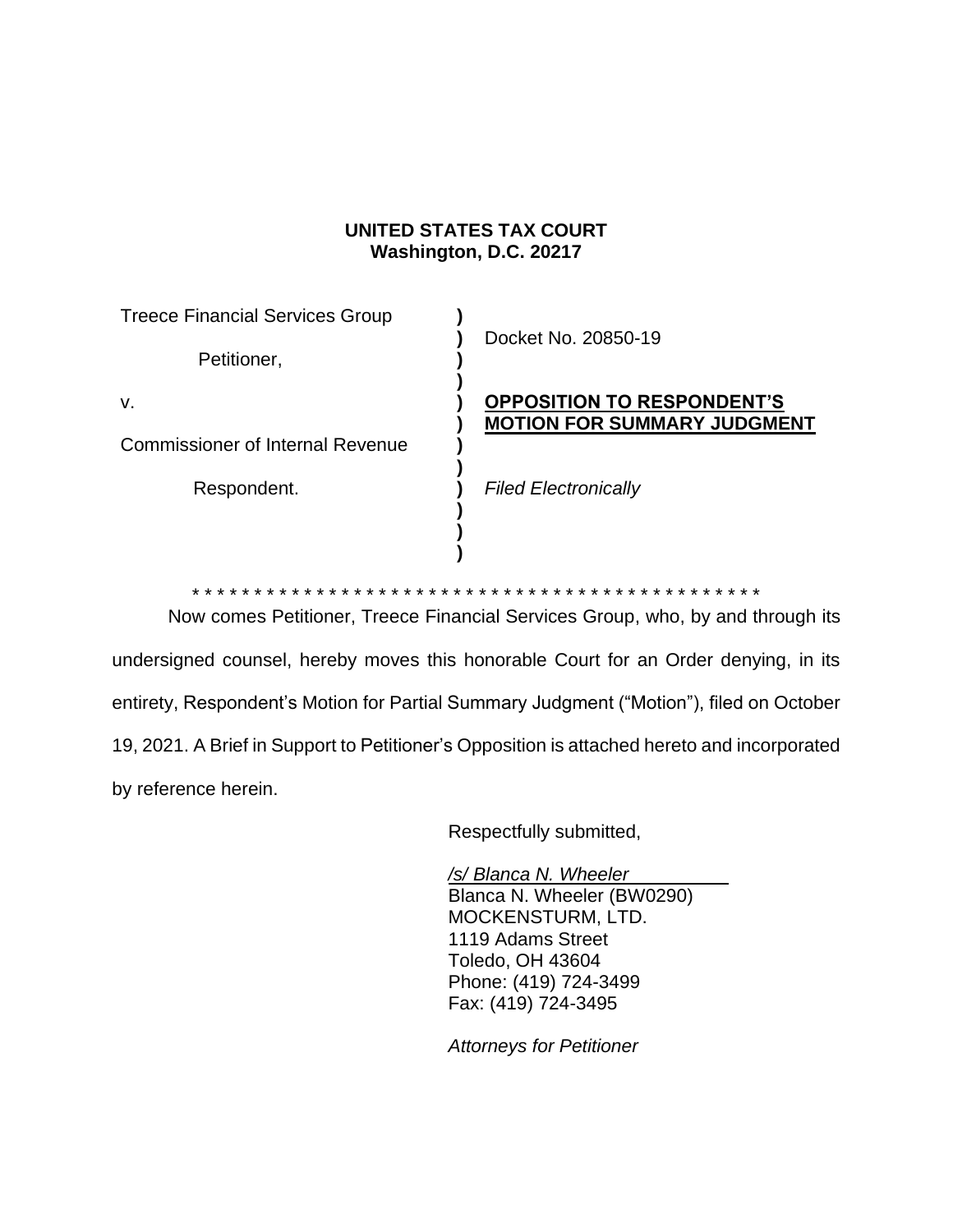**UNITED STATES TAX COURT**
**Washington, D.C. 20217**

| | | |
|---|---|---|
| Treece Financial Services Group | ) | |
| | ) | Docket No. 20850-19 |
| Petitioner, | ) | |
| | ) | |
| v. | ) | **OPPOSITION TO RESPONDENT'S** |
| | ) | **MOTION FOR SUMMARY JUDGMENT** |
| Commissioner of Internal Revenue | ) | |
| | ) | |
| Respondent. | ) | *Filed Electronically* |
| | ) | |
| | ) | |
| | ) | |

\* \* \* \* \* \* \* \* \* \* \* \* \* \* \* \* \* \* \* \* \* \* \* \* \* \* \* \* \* \* \* \* \* \* \* \* \* \* \* \* \* \* \* \* \* \* \*

Now comes Petitioner, Treece Financial Services Group, who, by and through its undersigned counsel, hereby moves this honorable Court for an Order denying, in its entirety, Respondent's Motion for Partial Summary Judgment ("Motion"), filed on October 19, 2021. A Brief in Support to Petitioner's Opposition is attached hereto and incorporated by reference herein.

Respectfully submitted,

*/s/ Blanca N. Wheeler*
Blanca N. Wheeler (BW0290)
MOCKENSTURM, LTD.
1119 Adams Street
Toledo, OH 43604
Phone: (419) 724-3499
Fax: (419) 724-3495

*Attorneys for Petitioner*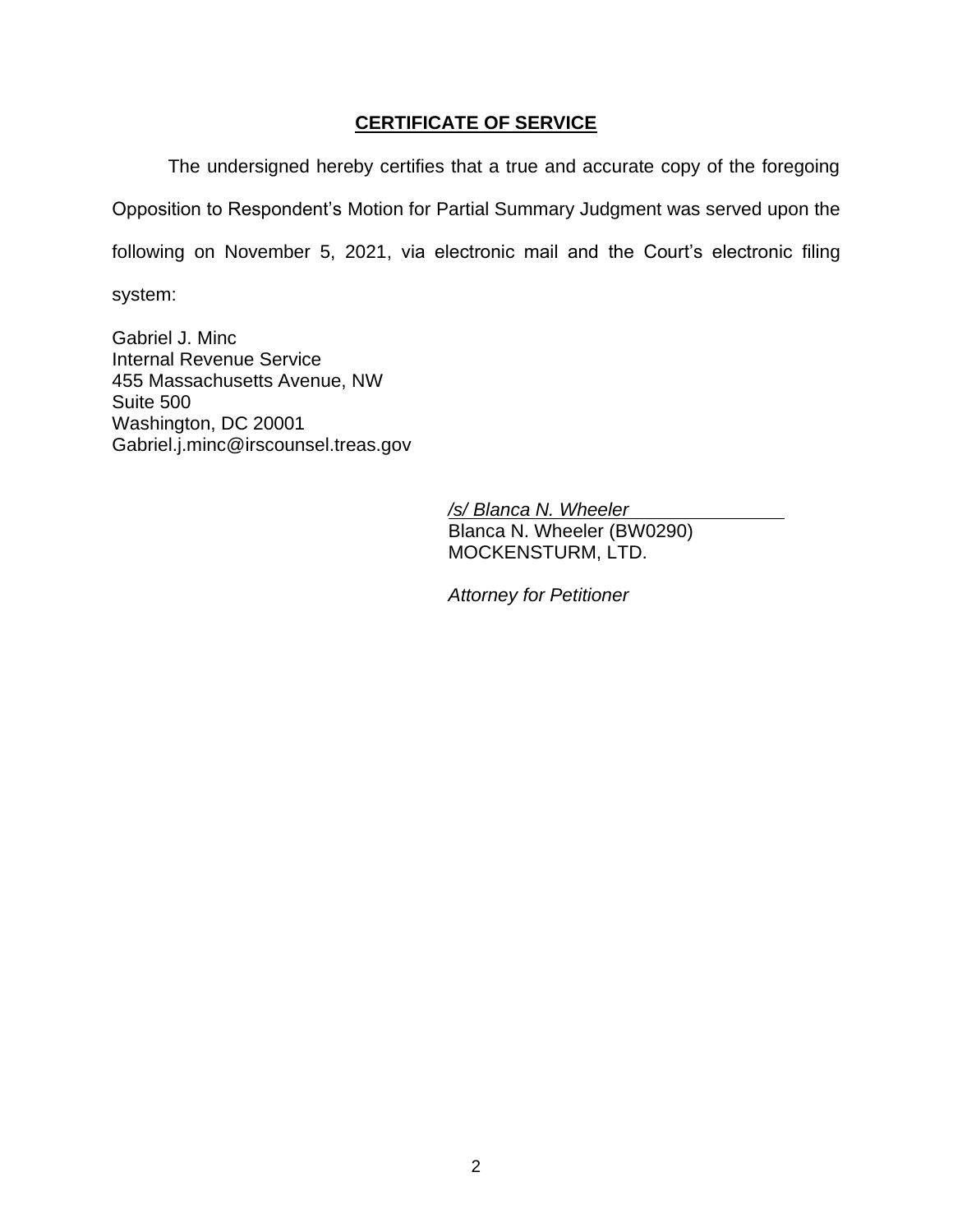## CERTIFICATE OF SERVICE

The undersigned hereby certifies that a true and accurate copy of the foregoing Opposition to Respondent's Motion for Partial Summary Judgment was served upon the following on November 5, 2021, via electronic mail and the Court's electronic filing system:

Gabriel J. Minc
Internal Revenue Service
455 Massachusetts Avenue, NW
Suite 500
Washington, DC 20001
Gabriel.j.minc@irscounsel.treas.gov

*/s/ Blanca N. Wheeler*
Blanca N. Wheeler (BW0290)
MOCKENSTURM, LTD.

*Attorney for Petitioner*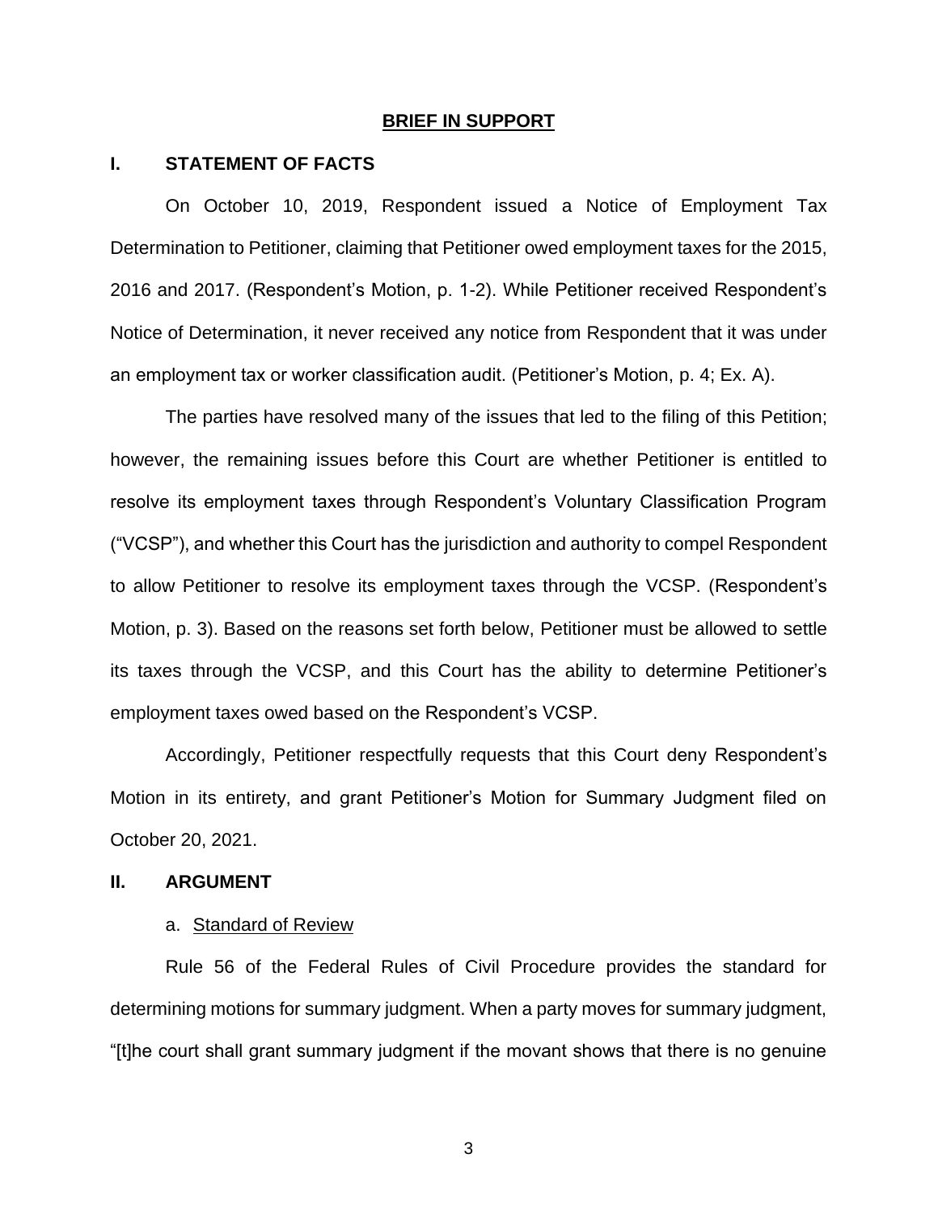## BRIEF IN SUPPORT

### I. STATEMENT OF FACTS

On October 10, 2019, Respondent issued a Notice of Employment Tax Determination to Petitioner, claiming that Petitioner owed employment taxes for the 2015, 2016 and 2017. (Respondent's Motion, p. 1-2). While Petitioner received Respondent's Notice of Determination, it never received any notice from Respondent that it was under an employment tax or worker classification audit. (Petitioner's Motion, p. 4; Ex. A).

The parties have resolved many of the issues that led to the filing of this Petition; however, the remaining issues before this Court are whether Petitioner is entitled to resolve its employment taxes through Respondent's Voluntary Classification Program ("VCSP"), and whether this Court has the jurisdiction and authority to compel Respondent to allow Petitioner to resolve its employment taxes through the VCSP. (Respondent's Motion, p. 3). Based on the reasons set forth below, Petitioner must be allowed to settle its taxes through the VCSP, and this Court has the ability to determine Petitioner's employment taxes owed based on the Respondent's VCSP.

Accordingly, Petitioner respectfully requests that this Court deny Respondent's Motion in its entirety, and grant Petitioner's Motion for Summary Judgment filed on October 20, 2021.

### II. ARGUMENT

a. Standard of Review

Rule 56 of the Federal Rules of Civil Procedure provides the standard for determining motions for summary judgment. When a party moves for summary judgment, "[t]he court shall grant summary judgment if the movant shows that there is no genuine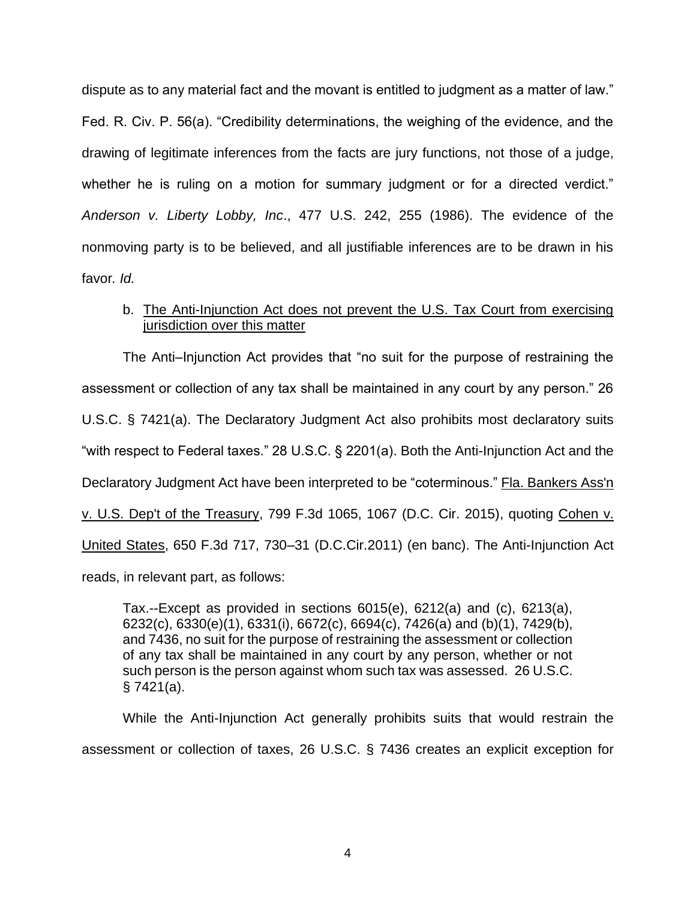dispute as to any material fact and the movant is entitled to judgment as a matter of law." Fed. R. Civ. P. 56(a). "Credibility determinations, the weighing of the evidence, and the drawing of legitimate inferences from the facts are jury functions, not those of a judge, whether he is ruling on a motion for summary judgment or for a directed verdict." *Anderson v. Liberty Lobby, Inc*., 477 U.S. 242, 255 (1986). The evidence of the nonmoving party is to be believed, and all justifiable inferences are to be drawn in his favor. *Id.*

b. <u>The Anti-Injunction Act does not prevent the U.S. Tax Court from exercising jurisdiction over this matter</u>

The Anti–Injunction Act provides that "no suit for the purpose of restraining the assessment or collection of any tax shall be maintained in any court by any person." 26 U.S.C. § 7421(a). The Declaratory Judgment Act also prohibits most declaratory suits "with respect to Federal taxes." 28 U.S.C. § 2201(a). Both the Anti-Injunction Act and the Declaratory Judgment Act have been interpreted to be "coterminous." <u>Fla. Bankers Ass'n v. U.S. Dep't of the Treasury</u>, 799 F.3d 1065, 1067 (D.C. Cir. 2015), quoting <u>Cohen v. United States</u>, 650 F.3d 717, 730–31 (D.C.Cir.2011) (en banc). The Anti-Injunction Act reads, in relevant part, as follows:

> Tax.--Except as provided in sections 6015(e), 6212(a) and (c), 6213(a), 6232(c), 6330(e)(1), 6331(i), 6672(c), 6694(c), 7426(a) and (b)(1), 7429(b), and 7436, no suit for the purpose of restraining the assessment or collection of any tax shall be maintained in any court by any person, whether or not such person is the person against whom such tax was assessed. 26 U.S.C. § 7421(a).

While the Anti-Injunction Act generally prohibits suits that would restrain the assessment or collection of taxes, 26 U.S.C. § 7436 creates an explicit exception for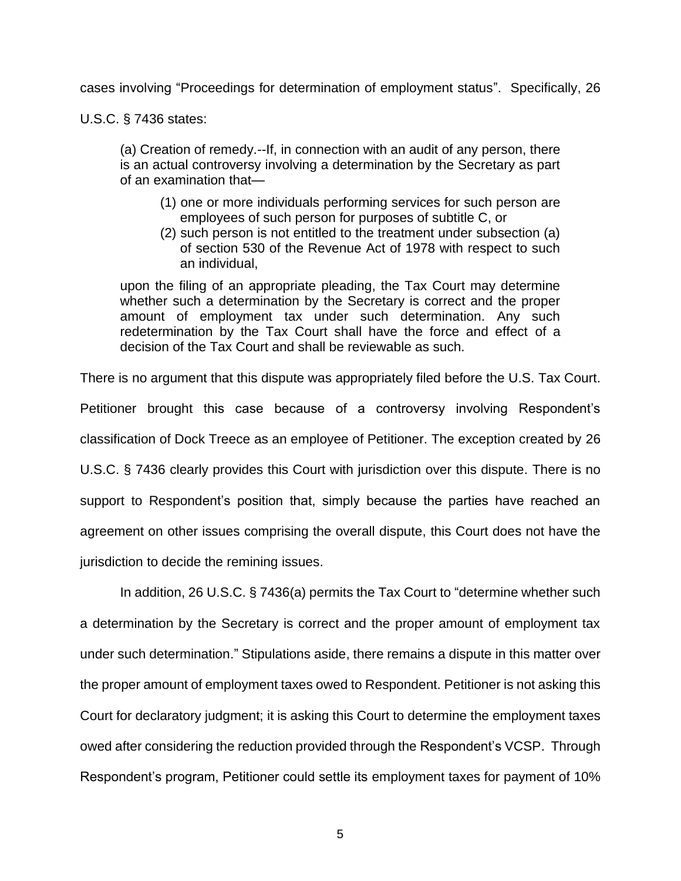cases involving "Proceedings for determination of employment status". Specifically, 26 U.S.C. § 7436 states:

> (a) Creation of remedy.--If, in connection with an audit of any person, there is an actual controversy involving a determination by the Secretary as part of an examination that—
>
> (1) one or more individuals performing services for such person are employees of such person for purposes of subtitle C, or
> (2) such person is not entitled to the treatment under subsection (a) of section 530 of the Revenue Act of 1978 with respect to such an individual,
>
> upon the filing of an appropriate pleading, the Tax Court may determine whether such a determination by the Secretary is correct and the proper amount of employment tax under such determination. Any such redetermination by the Tax Court shall have the force and effect of a decision of the Tax Court and shall be reviewable as such.

There is no argument that this dispute was appropriately filed before the U.S. Tax Court. Petitioner brought this case because of a controversy involving Respondent's classification of Dock Treece as an employee of Petitioner. The exception created by 26 U.S.C. § 7436 clearly provides this Court with jurisdiction over this dispute. There is no support to Respondent's position that, simply because the parties have reached an agreement on other issues comprising the overall dispute, this Court does not have the jurisdiction to decide the remining issues.

In addition, 26 U.S.C. § 7436(a) permits the Tax Court to "determine whether such a determination by the Secretary is correct and the proper amount of employment tax under such determination." Stipulations aside, there remains a dispute in this matter over the proper amount of employment taxes owed to Respondent. Petitioner is not asking this Court for declaratory judgment; it is asking this Court to determine the employment taxes owed after considering the reduction provided through the Respondent's VCSP. Through Respondent's program, Petitioner could settle its employment taxes for payment of 10%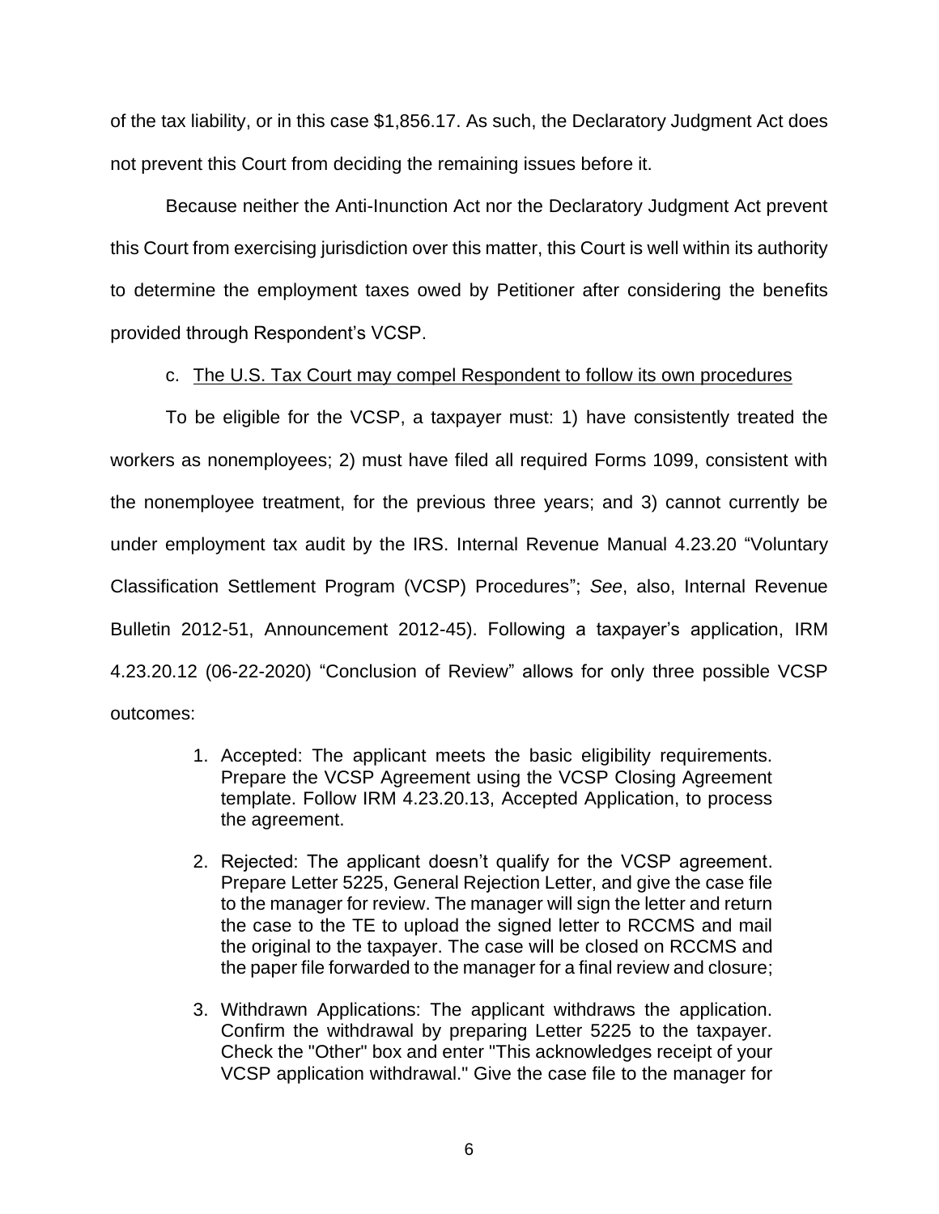of the tax liability, or in this case $1,856.17. As such, the Declaratory Judgment Act does not prevent this Court from deciding the remaining issues before it.

Because neither the Anti-Inunction Act nor the Declaratory Judgment Act prevent this Court from exercising jurisdiction over this matter, this Court is well within its authority to determine the employment taxes owed by Petitioner after considering the benefits provided through Respondent's VCSP.

c. <u>The U.S. Tax Court may compel Respondent to follow its own procedures</u>

To be eligible for the VCSP, a taxpayer must: 1) have consistently treated the workers as nonemployees; 2) must have filed all required Forms 1099, consistent with the nonemployee treatment, for the previous three years; and 3) cannot currently be under employment tax audit by the IRS. Internal Revenue Manual 4.23.20 "Voluntary Classification Settlement Program (VCSP) Procedures"; *See*, also, Internal Revenue Bulletin 2012-51, Announcement 2012-45). Following a taxpayer's application, IRM 4.23.20.12 (06-22-2020) "Conclusion of Review" allows for only three possible VCSP outcomes:

> 1. Accepted: The applicant meets the basic eligibility requirements. Prepare the VCSP Agreement using the VCSP Closing Agreement template. Follow IRM 4.23.20.13, Accepted Application, to process the agreement.
>
> 2. Rejected: The applicant doesn't qualify for the VCSP agreement. Prepare Letter 5225, General Rejection Letter, and give the case file to the manager for review. The manager will sign the letter and return the case to the TE to upload the signed letter to RCCMS and mail the original to the taxpayer. The case will be closed on RCCMS and the paper file forwarded to the manager for a final review and closure;
>
> 3. Withdrawn Applications: The applicant withdraws the application. Confirm the withdrawal by preparing Letter 5225 to the taxpayer. Check the "Other" box and enter "This acknowledges receipt of your VCSP application withdrawal." Give the case file to the manager for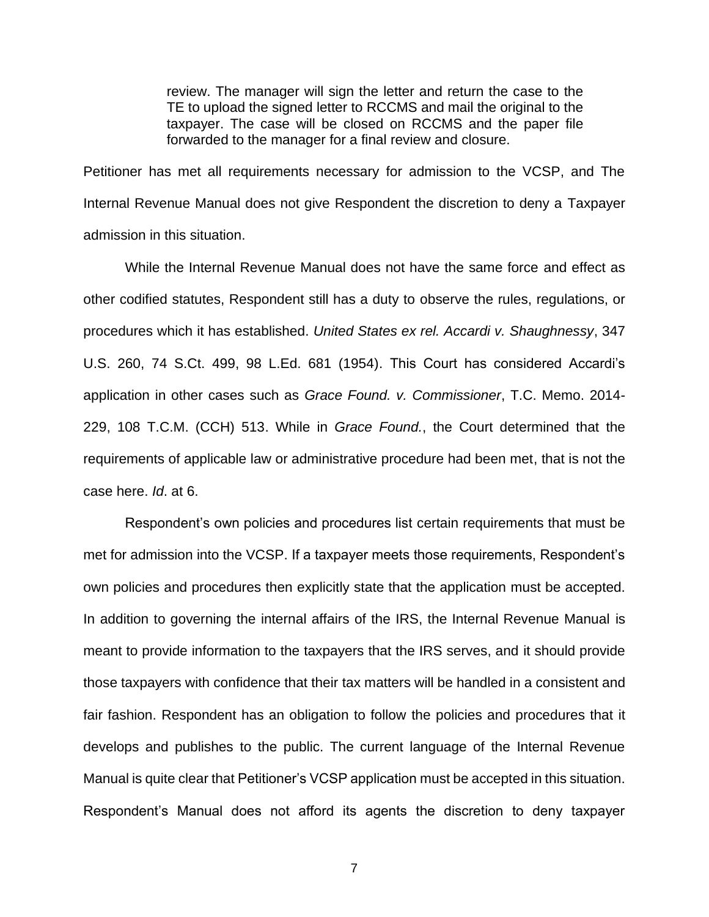> review. The manager will sign the letter and return the case to the TE to upload the signed letter to RCCMS and mail the original to the taxpayer. The case will be closed on RCCMS and the paper file forwarded to the manager for a final review and closure.

Petitioner has met all requirements necessary for admission to the VCSP, and The Internal Revenue Manual does not give Respondent the discretion to deny a Taxpayer admission in this situation.

While the Internal Revenue Manual does not have the same force and effect as other codified statutes, Respondent still has a duty to observe the rules, regulations, or procedures which it has established. *United States ex rel. Accardi v. Shaughnessy*, 347 U.S. 260, 74 S.Ct. 499, 98 L.Ed. 681 (1954). This Court has considered Accardi's application in other cases such as *Grace Found. v. Commissioner*, T.C. Memo. 2014-229, 108 T.C.M. (CCH) 513. While in *Grace Found.*, the Court determined that the requirements of applicable law or administrative procedure had been met, that is not the case here. *Id*. at 6.

Respondent's own policies and procedures list certain requirements that must be met for admission into the VCSP. If a taxpayer meets those requirements, Respondent's own policies and procedures then explicitly state that the application must be accepted. In addition to governing the internal affairs of the IRS, the Internal Revenue Manual is meant to provide information to the taxpayers that the IRS serves, and it should provide those taxpayers with confidence that their tax matters will be handled in a consistent and fair fashion. Respondent has an obligation to follow the policies and procedures that it develops and publishes to the public. The current language of the Internal Revenue Manual is quite clear that Petitioner's VCSP application must be accepted in this situation. Respondent's Manual does not afford its agents the discretion to deny taxpayer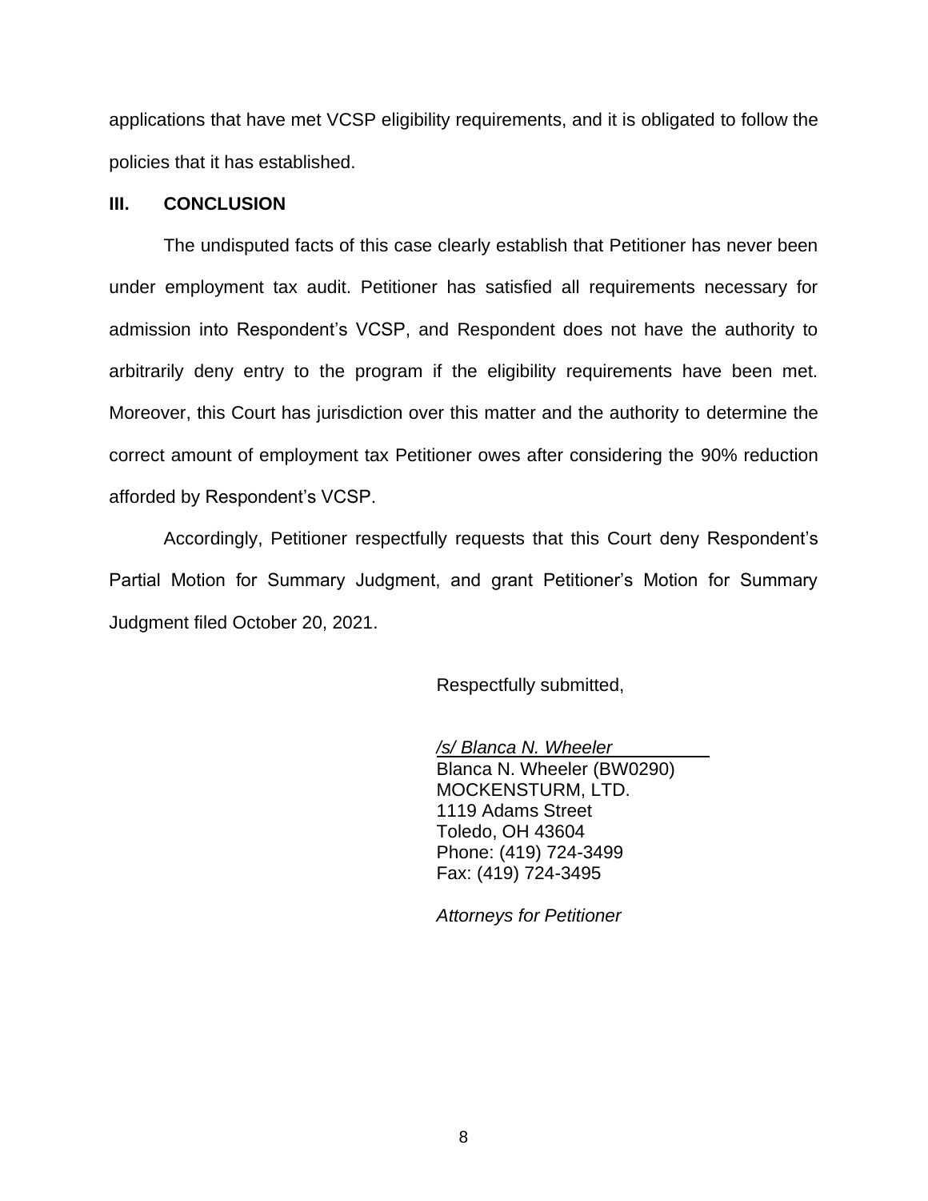applications that have met VCSP eligibility requirements, and it is obligated to follow the policies that it has established.

## III. CONCLUSION

The undisputed facts of this case clearly establish that Petitioner has never been under employment tax audit. Petitioner has satisfied all requirements necessary for admission into Respondent's VCSP, and Respondent does not have the authority to arbitrarily deny entry to the program if the eligibility requirements have been met. Moreover, this Court has jurisdiction over this matter and the authority to determine the correct amount of employment tax Petitioner owes after considering the 90% reduction afforded by Respondent's VCSP.

Accordingly, Petitioner respectfully requests that this Court deny Respondent's Partial Motion for Summary Judgment, and grant Petitioner's Motion for Summary Judgment filed October 20, 2021.

Respectfully submitted,

*/s/ Blanca N. Wheeler*
Blanca N. Wheeler (BW0290)
MOCKENSTURM, LTD.
1119 Adams Street
Toledo, OH 43604
Phone: (419) 724-3499
Fax: (419) 724-3495

*Attorneys for Petitioner*